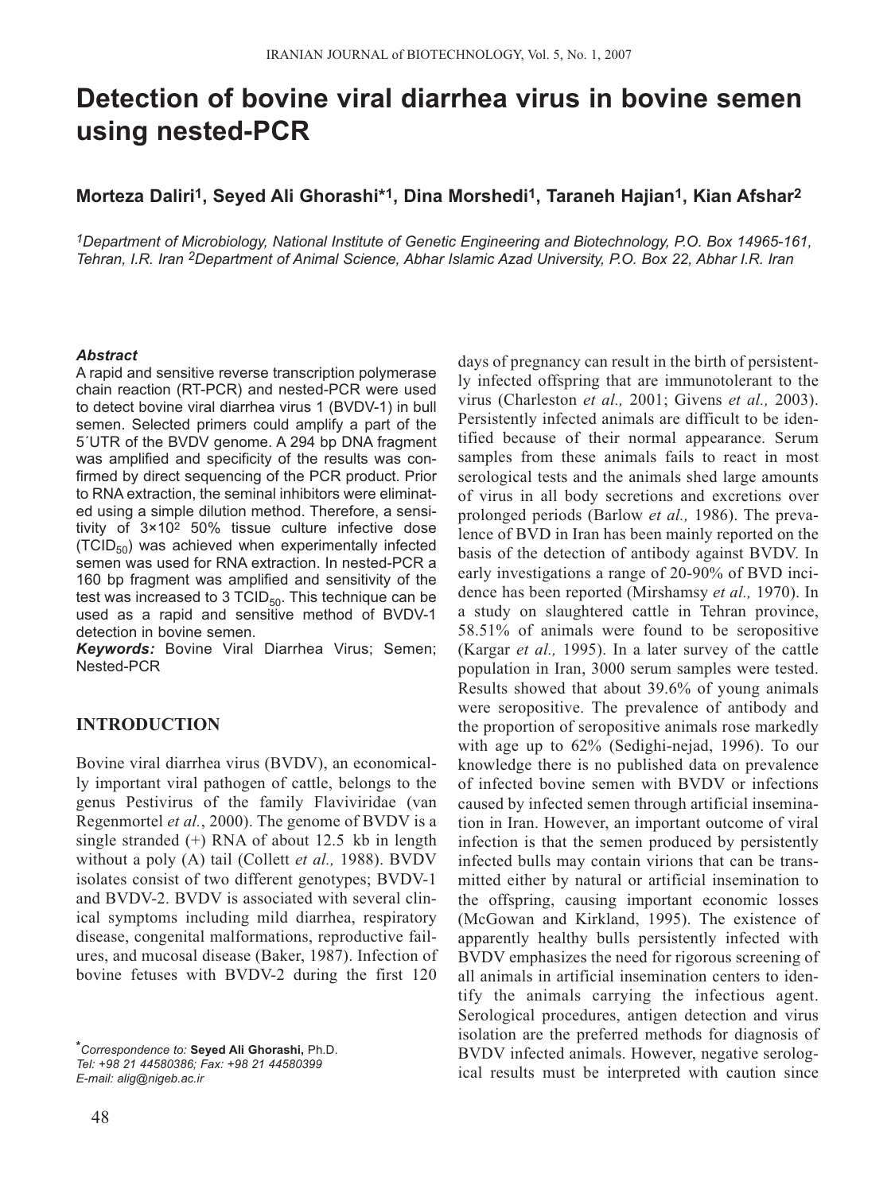# Detection of bovine viral diarrhea virus in bovine semen using nested-PCR

**Morteza Daliri[1], Seyed Ali Ghorashi*[1], Dina Morshedi[1], Taraneh Hajian[1], Kian Afshar[2]**

*[1]Department of Microbiology, National Institute of Genetic Engineering and Biotechnology, P.O. Box 14965-161, Tehran, I.R. Iran [2]Department of Animal Science, Abhar Islamic Azad University, P.O. Box 22, Abhar I.R. Iran*

***Abstract***

A rapid and sensitive reverse transcription polymerase chain reaction (RT-PCR) and nested-PCR were used to detect bovine viral diarrhea virus 1 (BVDV-1) in bull semen. Selected primers could amplify a part of the 5´UTR of the BVDV genome. A 294 bp DNA fragment was amplified and specificity of the results was confirmed by direct sequencing of the PCR product. Prior to RNA extraction, the seminal inhibitors were eliminated using a simple dilution method. Therefore, a sensitivity of $3×10^2$ 50% tissue culture infective dose ($TCID_{50}$) was achieved when experimentally infected semen was used for RNA extraction. In nested-PCR a 160 bp fragment was amplified and sensitivity of the test was increased to 3 $TCID_{50}$. This technique can be used as a rapid and sensitive method of BVDV-1 detection in bovine semen.

***Keywords:*** Bovine Viral Diarrhea Virus; Semen; Nested-PCR

## INTRODUCTION

Bovine viral diarrhea virus (BVDV), an economically important viral pathogen of cattle, belongs to the genus Pestivirus of the family Flaviviridae (van Regenmortel *et al.*, 2000). The genome of BVDV is a single stranded (+) RNA of about 12.5 kb in length without a poly (A) tail (Collett *et al.,* 1988). BVDV isolates consist of two different genotypes; BVDV-1 and BVDV-2. BVDV is associated with several clinical symptoms including mild diarrhea, respiratory disease, congenital malformations, reproductive failures, and mucosal disease (Baker, 1987). Infection of bovine fetuses with BVDV-2 during the first 120 days of pregnancy can result in the birth of persistently infected offspring that are immunotolerant to the virus (Charleston *et al.,* 2001; Givens *et al.,* 2003). Persistently infected animals are difficult to be identified because of their normal appearance. Serum samples from these animals fails to react in most serological tests and the animals shed large amounts of virus in all body secretions and excretions over prolonged periods (Barlow *et al.,* 1986). The prevalence of BVD in Iran has been mainly reported on the basis of the detection of antibody against BVDV. In early investigations a range of 20-90% of BVD incidence has been reported (Mirshamsy *et al.,* 1970). In a study on slaughtered cattle in Tehran province, 58.51% of animals were found to be seropositive (Kargar *et al.,* 1995). In a later survey of the cattle population in Iran, 3000 serum samples were tested. Results showed that about 39.6% of young animals were seropositive. The prevalence of antibody and the proportion of seropositive animals rose markedly with age up to 62% (Sedighi-nejad, 1996). To our knowledge there is no published data on prevalence of infected bovine semen with BVDV or infections caused by infected semen through artificial insemination in Iran. However, an important outcome of viral infection is that the semen produced by persistently infected bulls may contain virions that can be transmitted either by natural or artificial insemination to the offspring, causing important economic losses (McGowan and Kirkland, 1995). The existence of apparently healthy bulls persistently infected with BVDV emphasizes the need for rigorous screening of all animals in artificial insemination centers to identify the animals carrying the infectious agent. Serological procedures, antigen detection and virus isolation are the preferred methods for diagnosis of BVDV infected animals. However, negative serological results must be interpreted with caution since

*Correspondence to: **Seyed Ali Ghorashi,** Ph.D.
*Tel: +98 21 44580386; Fax: +98 21 44580399*
*E-mail: alig@nigeb.ac.ir*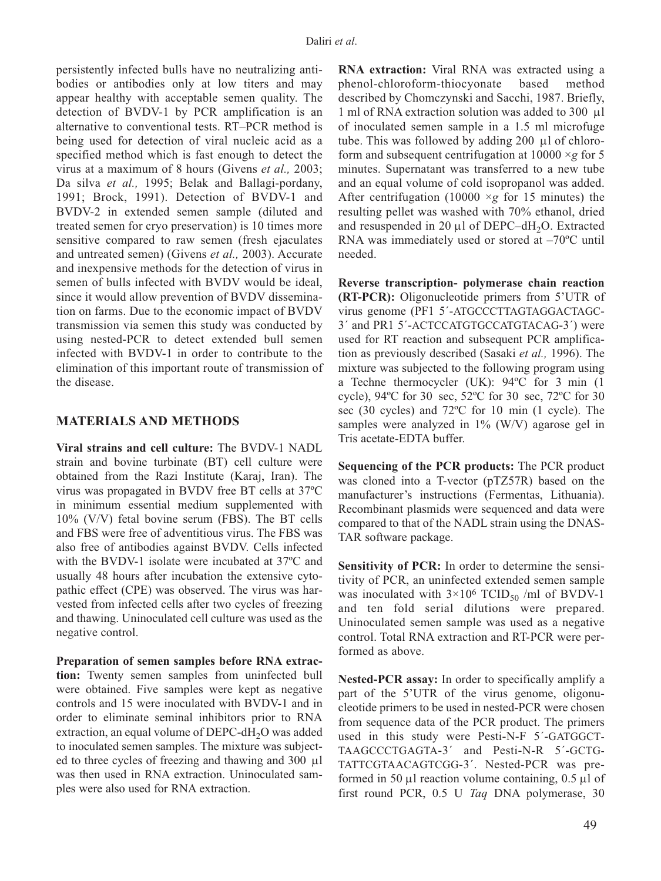persistently infected bulls have no neutralizing antibodies or antibodies only at low titers and may appear healthy with acceptable semen quality. The detection of BVDV-1 by PCR amplification is an alternative to conventional tests. RT–PCR method is being used for detection of viral nucleic acid as a specified method which is fast enough to detect the virus at a maximum of 8 hours (Givens *et al.,* 2003; Da silva *et al.,* 1995; Belak and Ballagi-pordany, 1991; Brock, 1991). Detection of BVDV-1 and BVDV-2 in extended semen sample (diluted and treated semen for cryo preservation) is 10 times more sensitive compared to raw semen (fresh ejaculates and untreated semen) (Givens *et al.,* 2003). Accurate and inexpensive methods for the detection of virus in semen of bulls infected with BVDV would be ideal, since it would allow prevention of BVDV dissemination on farms. Due to the economic impact of BVDV transmission via semen this study was conducted by using nested-PCR to detect extended bull semen infected with BVDV-1 in order to contribute to the elimination of this important route of transmission of the disease.

## MATERIALS AND METHODS

**Viral strains and cell culture:** The BVDV-1 NADL strain and bovine turbinate (BT) cell culture were obtained from the Razi Institute (Karaj, Iran). The virus was propagated in BVDV free BT cells at 37ºC in minimum essential medium supplemented with 10% (V/V) fetal bovine serum (FBS). The BT cells and FBS were free of adventitious virus. The FBS was also free of antibodies against BVDV. Cells infected with the BVDV-1 isolate were incubated at 37ºC and usually 48 hours after incubation the extensive cytopathic effect (CPE) was observed. The virus was harvested from infected cells after two cycles of freezing and thawing. Uninoculated cell culture was used as the negative control.

**Preparation of semen samples before RNA extraction:** Twenty semen samples from uninfected bull were obtained. Five samples were kept as negative controls and 15 were inoculated with BVDV-1 and in order to eliminate seminal inhibitors prior to RNA extraction, an equal volume of DEPC-d$H_2O$ was added to inoculated semen samples. The mixture was subjected to three cycles of freezing and thawing and 300 μl was then used in RNA extraction. Uninoculated samples were also used for RNA extraction.

**RNA extraction:** Viral RNA was extracted using a phenol-chloroform-thiocyonate based method described by Chomczynski and Sacchi, 1987. Briefly, 1 ml of RNA extraction solution was added to 300 μl of inoculated semen sample in a 1.5 ml microfuge tube. This was followed by adding 200 μl of chloroform and subsequent centrifugation at 10000 ×*g* for 5 minutes. Supernatant was transferred to a new tube and an equal volume of cold isopropanol was added. After centrifugation (10000 ×*g* for 15 minutes) the resulting pellet was washed with 70% ethanol, dried and resuspended in 20 μl of DEPC–d$H_2O$. Extracted RNA was immediately used or stored at –70ºC until needed.

**Reverse transcription- polymerase chain reaction (RT-PCR):** Oligonucleotide primers from 5'UTR of virus genome (PF1 5´-ATGCCCTTAGTAGGACTAGC-3´ and PR1 5´-ACTCCATGTGCCATGTACAG-3´) were used for RT reaction and subsequent PCR amplification as previously described (Sasaki *et al.,* 1996). The mixture was subjected to the following program using a Techne thermocycler (UK): 94ºC for 3 min (1 cycle), 94ºC for 30 sec, 52ºC for 30 sec, 72ºC for 30 sec (30 cycles) and 72ºC for 10 min (1 cycle). The samples were analyzed in 1% (W/V) agarose gel in Tris acetate-EDTA buffer.

**Sequencing of the PCR products:** The PCR product was cloned into a T-vector (pTZ57R) based on the manufacturer's instructions (Fermentas, Lithuania). Recombinant plasmids were sequenced and data were compared to that of the NADL strain using the DNASTAR software package.

**Sensitivity of PCR:** In order to determine the sensitivity of PCR, an uninfected extended semen sample was inoculated with $3\times10^6$ $TCID_{50}$ /ml of BVDV-1 and ten fold serial dilutions were prepared. Uninoculated semen sample was used as a negative control. Total RNA extraction and RT-PCR were performed as above.

**Nested-PCR assay:** In order to specifically amplify a part of the 5'UTR of the virus genome, oligonucleotide primers to be used in nested-PCR were chosen from sequence data of the PCR product. The primers used in this study were Pesti-N-F 5´-GATGGCTTAAGCCCTGAGTA-3´ and Pesti-N-R 5´-GCTGTATTCGTAACAGTCGG-3´. Nested-PCR was preformed in 50 μl reaction volume containing, 0.5 μl of first round PCR, 0.5 U *Taq* DNA polymerase, 30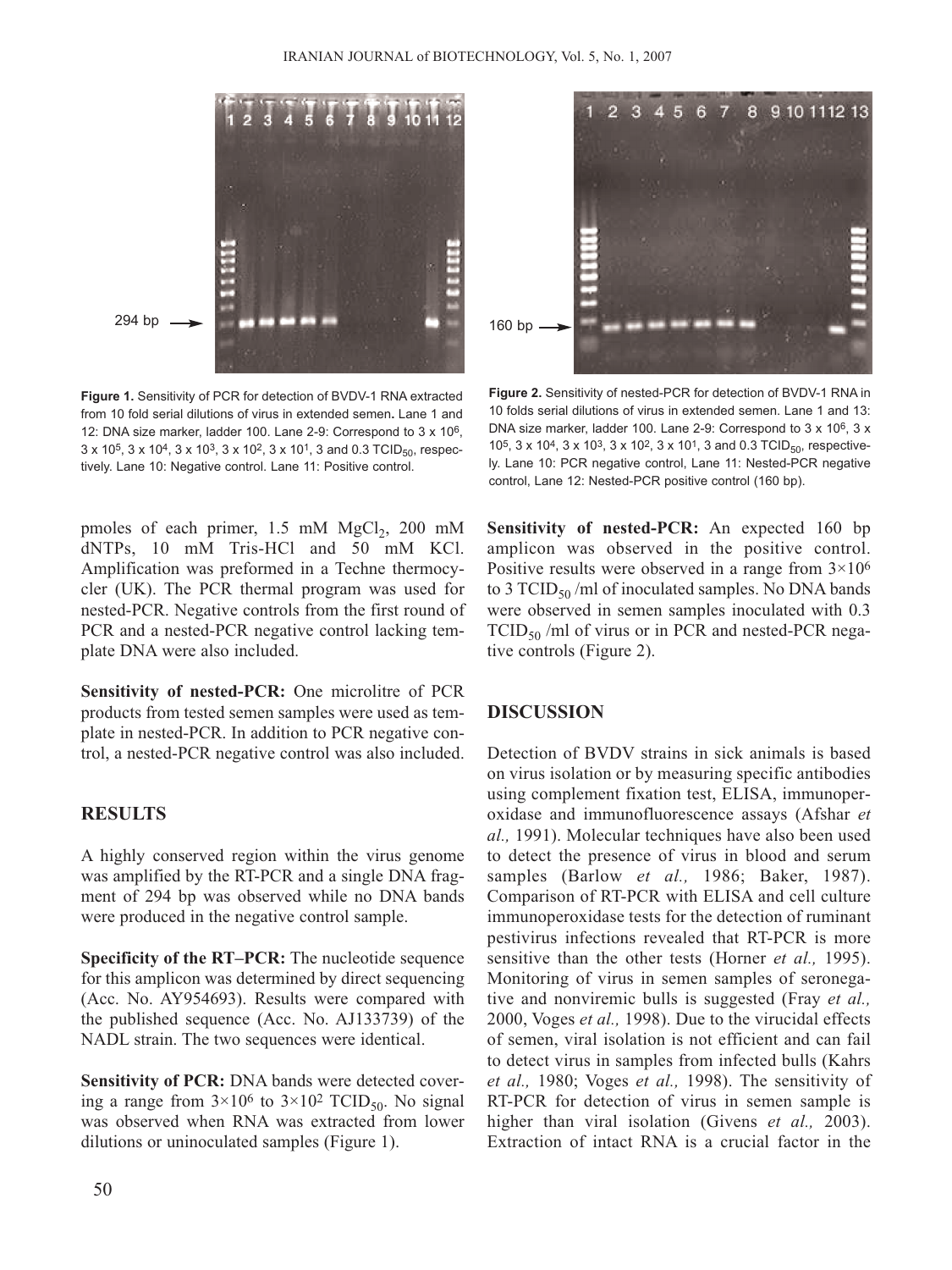294 bp

**Figure 1.** Sensitivity of PCR for detection of BVDV-1 RNA extracted from 10 fold serial dilutions of virus in extended semen**.** Lane 1 and 12: DNA size marker, ladder 100. Lane 2-9: Correspond to 3 x $10^6$, 3 x $10^5$, 3 x $10^4$, 3 x $10^3$, 3 x $10^2$, 3 x $10^1$, 3 and 0.3 $TCID_{50}$, respectively. Lane 10: Negative control. Lane 11: Positive control.

160 bp

**Figure 2.** Sensitivity of nested-PCR for detection of BVDV-1 RNA in 10 folds serial dilutions of virus in extended semen. Lane 1 and 13: DNA size marker, ladder 100. Lane 2-9: Correspond to 3 x $10^6$, 3 x $10^5$, 3 x $10^4$, 3 x $10^3$, 3 x $10^2$, 3 x $10^1$, 3 and 0.3 $TCID_{50}$, respectively. Lane 10: PCR negative control, Lane 11: Nested-PCR negative control, Lane 12: Nested-PCR positive control (160 bp).

pmoles of each primer, 1.5 mM $MgCl_2$, 200 mM dNTPs, 10 mM Tris-HCl and 50 mM KCl. Amplification was preformed in a Techne thermocycler (UK). The PCR thermal program was used for nested-PCR. Negative controls from the first round of PCR and a nested-PCR negative control lacking template DNA were also included.

**Sensitivity of nested-PCR:** One microlitre of PCR products from tested semen samples were used as template in nested-PCR. In addition to PCR negative control, a nested-PCR negative control was also included.

## RESULTS

A highly conserved region within the virus genome was amplified by the RT-PCR and a single DNA fragment of 294 bp was observed while no DNA bands were produced in the negative control sample.

**Specificity of the RT–PCR:** The nucleotide sequence for this amplicon was determined by direct sequencing (Acc. No. AY954693). Results were compared with the published sequence (Acc. No. AJ133739) of the NADL strain. The two sequences were identical.

**Sensitivity of PCR:** DNA bands were detected covering a range from $3\times10^6$ to $3\times10^2$ $TCID_{50}$. No signal was observed when RNA was extracted from lower dilutions or uninoculated samples (Figure 1).

**Sensitivity of nested-PCR:** An expected 160 bp amplicon was observed in the positive control. Positive results were observed in a range from $3\times10^6$ to 3 $TCID_{50}$ /ml of inoculated samples. No DNA bands were observed in semen samples inoculated with 0.3 $TCID_{50}$ /ml of virus or in PCR and nested-PCR negative controls (Figure 2).

## DISCUSSION

Detection of BVDV strains in sick animals is based on virus isolation or by measuring specific antibodies using complement fixation test, ELISA, immunoperoxidase and immunofluorescence assays (Afshar *et al.,* 1991). Molecular techniques have also been used to detect the presence of virus in blood and serum samples (Barlow *et al.,* 1986; Baker, 1987). Comparison of RT-PCR with ELISA and cell culture immunoperoxidase tests for the detection of ruminant pestivirus infections revealed that RT-PCR is more sensitive than the other tests (Horner *et al.,* 1995). Monitoring of virus in semen samples of seronegative and nonviremic bulls is suggested (Fray *et al.,* 2000, Voges *et al.,* 1998). Due to the virucidal effects of semen, viral isolation is not efficient and can fail to detect virus in samples from infected bulls (Kahrs *et al.,* 1980; Voges *et al.,* 1998). The sensitivity of RT-PCR for detection of virus in semen sample is higher than viral isolation (Givens *et al.,* 2003). Extraction of intact RNA is a crucial factor in the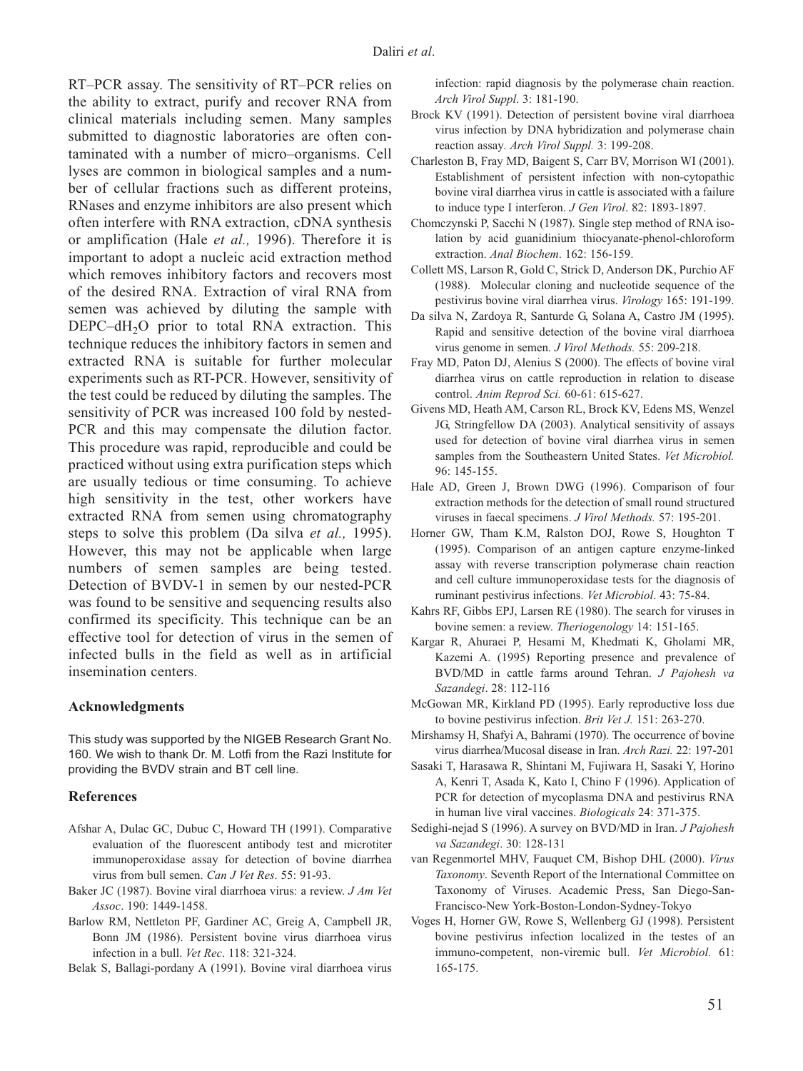RT–PCR assay. The sensitivity of RT–PCR relies on the ability to extract, purify and recover RNA from clinical materials including semen. Many samples submitted to diagnostic laboratories are often contaminated with a number of micro–organisms. Cell lyses are common in biological samples and a number of cellular fractions such as different proteins, RNases and enzyme inhibitors are also present which often interfere with RNA extraction, cDNA synthesis or amplification (Hale *et al.,* 1996). Therefore it is important to adopt a nucleic acid extraction method which removes inhibitory factors and recovers most of the desired RNA. Extraction of viral RNA from semen was achieved by diluting the sample with DEPC–$dH_2O$ prior to total RNA extraction. This technique reduces the inhibitory factors in semen and extracted RNA is suitable for further molecular experiments such as RT-PCR. However, sensitivity of the test could be reduced by diluting the samples. The sensitivity of PCR was increased 100 fold by nested-PCR and this may compensate the dilution factor. This procedure was rapid, reproducible and could be practiced without using extra purification steps which are usually tedious or time consuming. To achieve high sensitivity in the test, other workers have extracted RNA from semen using chromatography steps to solve this problem (Da silva *et al.,* 1995). However, this may not be applicable when large numbers of semen samples are being tested. Detection of BVDV-1 in semen by our nested-PCR was found to be sensitive and sequencing results also confirmed its specificity. This technique can be an effective tool for detection of virus in the semen of infected bulls in the field as well as in artificial insemination centers.

## Acknowledgments

This study was supported by the NIGEB Research Grant No. 160. We wish to thank Dr. M. Lotfi from the Razi Institute for providing the BVDV strain and BT cell line.

## References

Afshar A, Dulac GC, Dubuc C, Howard TH (1991). Comparative evaluation of the fluorescent antibody test and microtiter immunoperoxidase assay for detection of bovine diarrhea virus from bull semen. *Can J Vet Res*. 55: 91-93.

Baker JC (1987). Bovine viral diarrhoea virus: a review. *J Am Vet Assoc*. 190: 1449-1458.

Barlow RM, Nettleton PF, Gardiner AC, Greig A, Campbell JR, Bonn JM (1986). Persistent bovine virus diarrhoea virus infection in a bull. *Vet Rec*. 118: 321-324.

Belak S, Ballagi-pordany A (1991). Bovine viral diarrhoea virus infection: rapid diagnosis by the polymerase chain reaction. *Arch Virol Suppl*. 3: 181-190.

Brock KV (1991). Detection of persistent bovine viral diarrhoea virus infection by DNA hybridization and polymerase chain reaction assay. *Arch Virol Suppl.* 3: 199-208.

Charleston B, Fray MD, Baigent S, Carr BV, Morrison WI (2001). Establishment of persistent infection with non-cytopathic bovine viral diarrhea virus in cattle is associated with a failure to induce type I interferon. *J Gen Virol*. 82: 1893-1897.

Chomczynski P, Sacchi N (1987). Single step method of RNA isolation by acid guanidinium thiocyanate-phenol-chloroform extraction. *Anal Biochem*. 162: 156-159.

Collett MS, Larson R, Gold C, Strick D, Anderson DK, Purchio AF (1988). Molecular cloning and nucleotide sequence of the pestivirus bovine viral diarrhea virus. *Virology* 165: 191-199.

Da silva N, Zardoya R, Santurde G, Solana A, Castro JM (1995). Rapid and sensitive detection of the bovine viral diarrhoea virus genome in semen. *J Virol Methods.* 55: 209-218.

Fray MD, Paton DJ, Alenius S (2000). The effects of bovine viral diarrhea virus on cattle reproduction in relation to disease control. *Anim Reprod Sci.* 60-61: 615-627.

Givens MD, Heath AM, Carson RL, Brock KV, Edens MS, Wenzel JG, Stringfellow DA (2003). Analytical sensitivity of assays used for detection of bovine viral diarrhea virus in semen samples from the Southeastern United States. *Vet Microbiol.* 96: 145-155.

Hale AD, Green J, Brown DWG (1996). Comparison of four extraction methods for the detection of small round structured viruses in faecal specimens. *J Virol Methods.* 57: 195-201.

Horner GW, Tham K.M, Ralston DOJ, Rowe S, Houghton T (1995). Comparison of an antigen capture enzyme-linked assay with reverse transcription polymerase chain reaction and cell culture immunoperoxidase tests for the diagnosis of ruminant pestivirus infections. *Vet Microbiol*. 43: 75-84.

Kahrs RF, Gibbs EPJ, Larsen RE (1980). The search for viruses in bovine semen: a review. *Theriogenology* 14: 151-165.

Kargar R, Ahuraei P, Hesami M, Khedmati K, Gholami MR, Kazemi A. (1995) Reporting presence and prevalence of BVD/MD in cattle farms around Tehran. *J Pajohesh va Sazandegi*. 28: 112-116

McGowan MR, Kirkland PD (1995). Early reproductive loss due to bovine pestivirus infection. *Brit Vet J.* 151: 263-270.

Mirshamsy H, Shafyi A, Bahrami (1970). The occurrence of bovine virus diarrhea/Mucosal disease in Iran. *Arch Razi.* 22: 197-201

Sasaki T, Harasawa R, Shintani M, Fujiwara H, Sasaki Y, Horino A, Kenri T, Asada K, Kato I, Chino F (1996). Application of PCR for detection of mycoplasma DNA and pestivirus RNA in human live viral vaccines. *Biologicals* 24: 371-375.

Sedighi-nejad S (1996). A survey on BVD/MD in Iran. *J Pajohesh va Sazandegi*. 30: 128-131

van Regenmortel MHV, Fauquet CM, Bishop DHL (2000). *Virus Taxonomy*. Seventh Report of the International Committee on Taxonomy of Viruses. Academic Press, San Diego-San-Francisco-New York-Boston-London-Sydney-Tokyo

Voges H, Horner GW, Rowe S, Wellenberg GJ (1998). Persistent bovine pestivirus infection localized in the testes of an immuno-competent, non-viremic bull. *Vet Microbiol.* 61: 165-175.